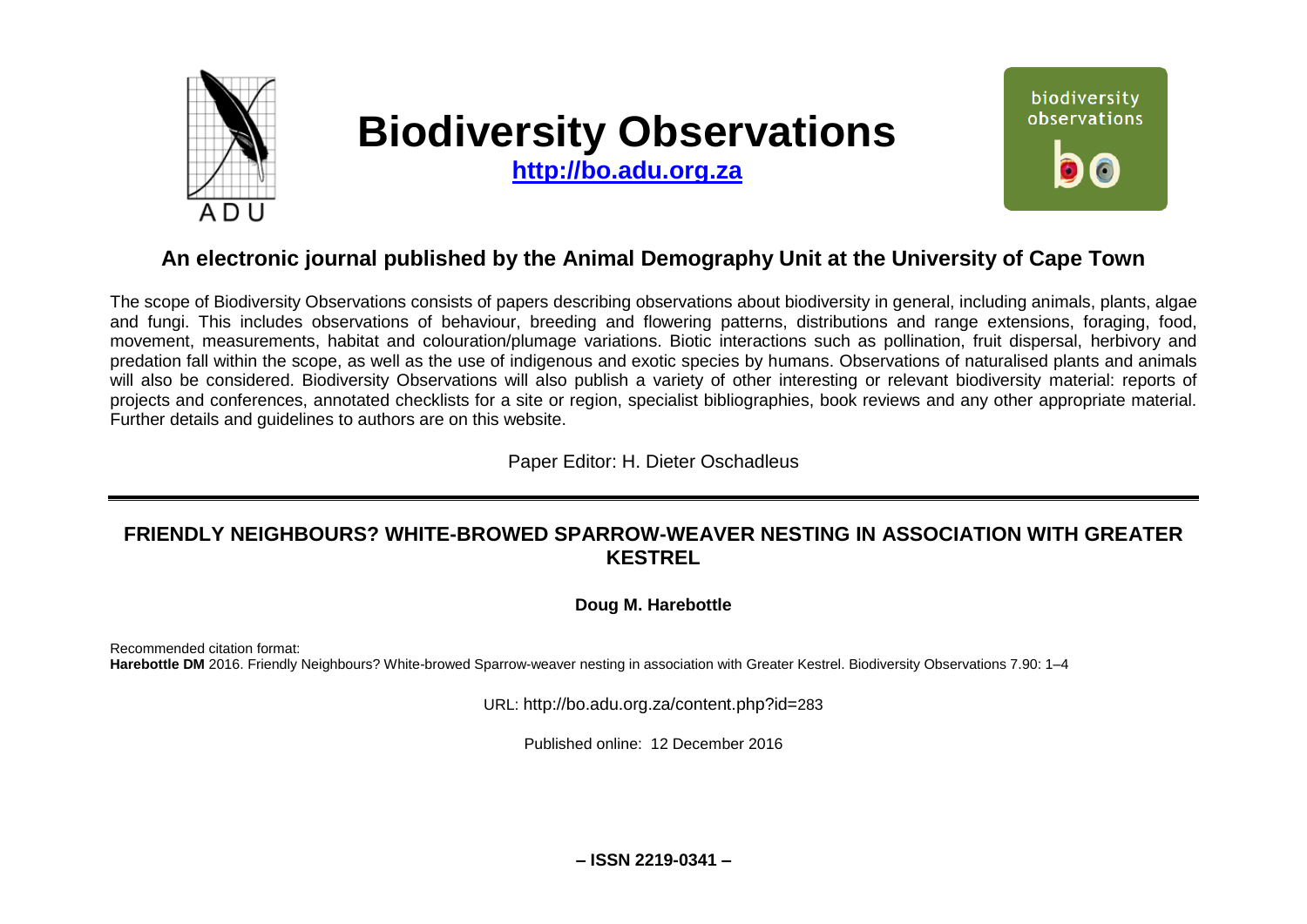# Biodiversity Observations

**http://bo.adu.org.za**

## An electronic journal published by the Animal Demography Unit at the University of Cape Town

The scope of Biodiversity Observations consists of papers describing observations about biodiversity in general, including animals, plants, algae and fungi. This includes observations of behaviour, breeding and flowering patterns, distributions and range extensions, foraging, food, movement, measurements, habitat and colouration/plumage variations. Biotic interactions such as pollination, fruit dispersal, herbivory and predation fall within the scope, as well as the use of indigenous and exotic species by humans. Observations of naturalised plants and animals will also be considered. Biodiversity Observations will also publish a variety of other interesting or relevant biodiversity material: reports of projects and conferences, annotated checklists for a site or region, specialist bibliographies, book reviews and any other appropriate material. Further details and guidelines to authors are on this website.

Paper Editor: H. Dieter Oschadleus

---

# FRIENDLY NEIGHBOURS? WHITE-BROWED SPARROW-WEAVER NESTING IN ASSOCIATION WITH GREATER KESTREL

**Doug M. Harebottle**

Recommended citation format:
**Harebottle DM** 2016. Friendly Neighbours? White-browed Sparrow-weaver nesting in association with Greater Kestrel. Biodiversity Observations 7.90: 1–4

URL: http://bo.adu.org.za/content.php?id=283

Published online: 12 December 2016

**– ISSN 2219-0341 –**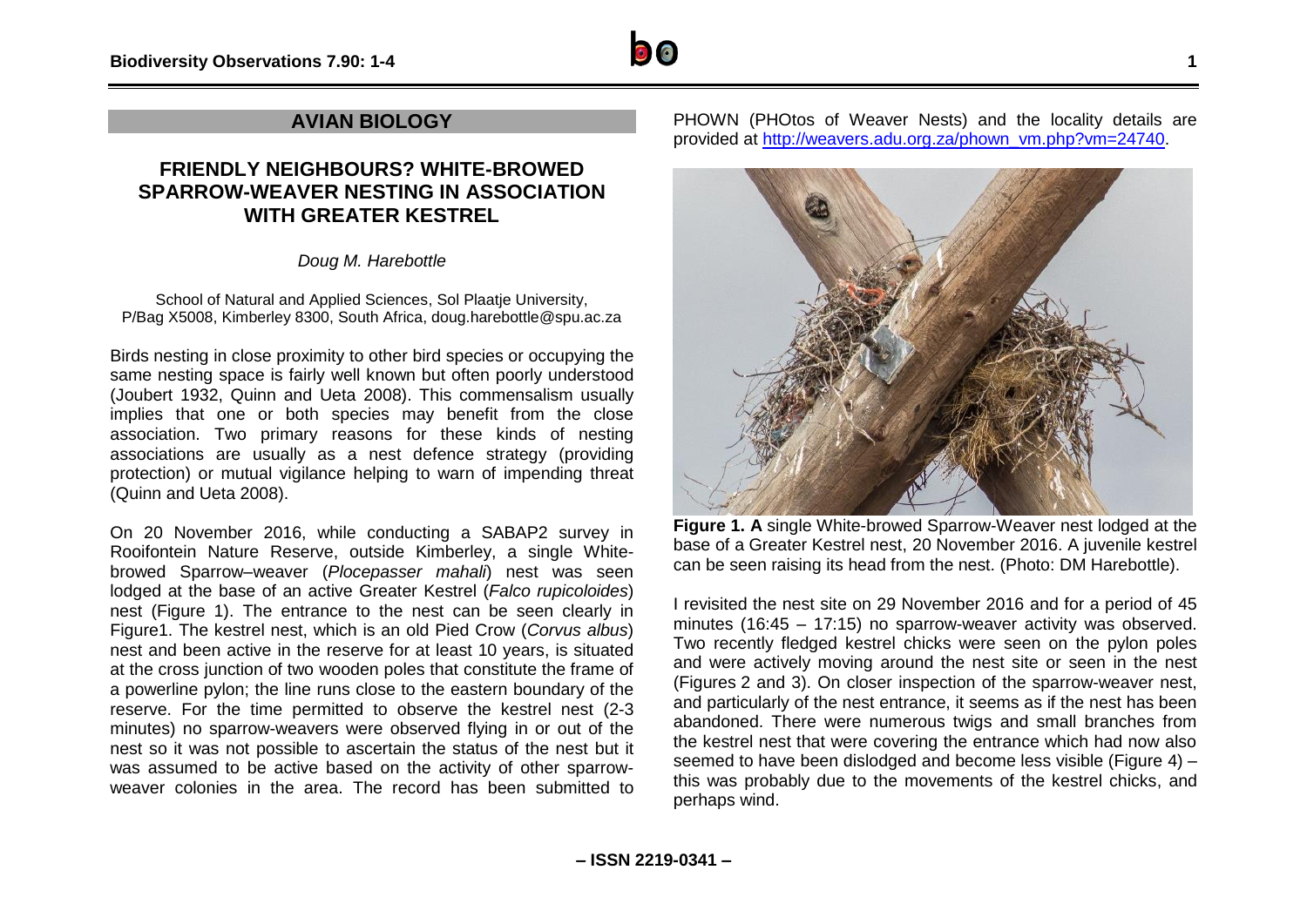## AVIAN BIOLOGY

# FRIENDLY NEIGHBOURS? WHITE-BROWED SPARROW-WEAVER NESTING IN ASSOCIATION WITH GREATER KESTREL

*Doug M. Harebottle*

School of Natural and Applied Sciences, Sol Plaatje University, P/Bag X5008, Kimberley 8300, South Africa, doug.harebottle@spu.ac.za

Birds nesting in close proximity to other bird species or occupying the same nesting space is fairly well known but often poorly understood (Joubert 1932, Quinn and Ueta 2008). This commensalism usually implies that one or both species may benefit from the close association. Two primary reasons for these kinds of nesting associations are usually as a nest defence strategy (providing protection) or mutual vigilance helping to warn of impending threat (Quinn and Ueta 2008).

On 20 November 2016, while conducting a SABAP2 survey in Rooifontein Nature Reserve, outside Kimberley, a single White-browed Sparrow–weaver (*Plocepasser mahali*) nest was seen lodged at the base of an active Greater Kestrel (*Falco rupicoloides*) nest (Figure 1). The entrance to the nest can be seen clearly in Figure1. The kestrel nest, which is an old Pied Crow (*Corvus albus*) nest and been active in the reserve for at least 10 years, is situated at the cross junction of two wooden poles that constitute the frame of a powerline pylon; the line runs close to the eastern boundary of the reserve. For the time permitted to observe the kestrel nest (2-3 minutes) no sparrow-weavers were observed flying in or out of the nest so it was not possible to ascertain the status of the nest but it was assumed to be active based on the activity of other sparrow-weaver colonies in the area. The record has been submitted to PHOWN (PHOtos of Weaver Nests) and the locality details are provided at http://weavers.adu.org.za/phown_vm.php?vm=24740.

**Figure 1. A** single White-browed Sparrow-Weaver nest lodged at the base of a Greater Kestrel nest, 20 November 2016. A juvenile kestrel can be seen raising its head from the nest. (Photo: DM Harebottle).

I revisited the nest site on 29 November 2016 and for a period of 45 minutes (16:45 – 17:15) no sparrow-weaver activity was observed. Two recently fledged kestrel chicks were seen on the pylon poles and were actively moving around the nest site or seen in the nest (Figures 2 and 3). On closer inspection of the sparrow-weaver nest, and particularly of the nest entrance, it seems as if the nest has been abandoned. There were numerous twigs and small branches from the kestrel nest that were covering the entrance which had now also seemed to have been dislodged and become less visible (Figure 4) – this was probably due to the movements of the kestrel chicks, and perhaps wind.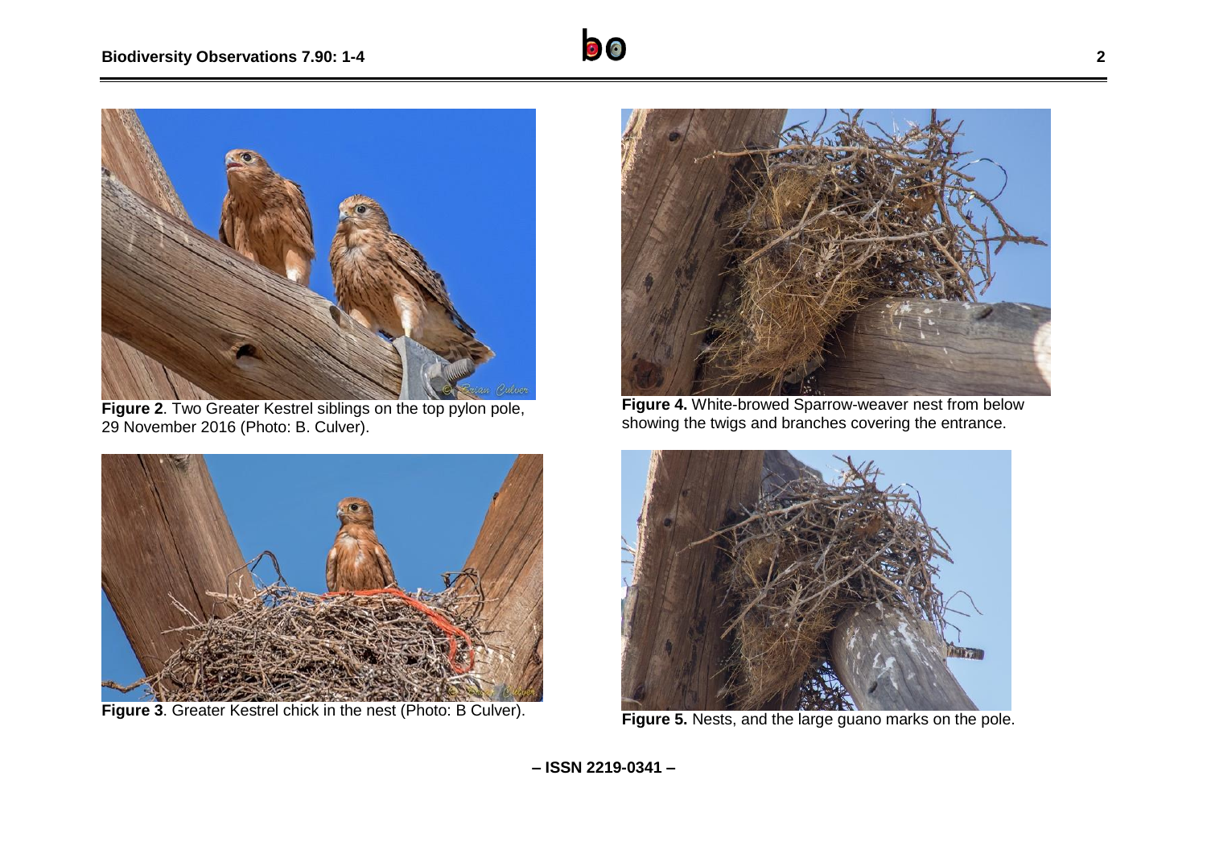**Figure 2**. Two Greater Kestrel siblings on the top pylon pole, 29 November 2016 (Photo: B. Culver).

**Figure 3**. Greater Kestrel chick in the nest (Photo: B Culver).

**Figure 4.** White-browed Sparrow-weaver nest from below showing the twigs and branches covering the entrance.

**Figure 5.** Nests, and the large guano marks on the pole.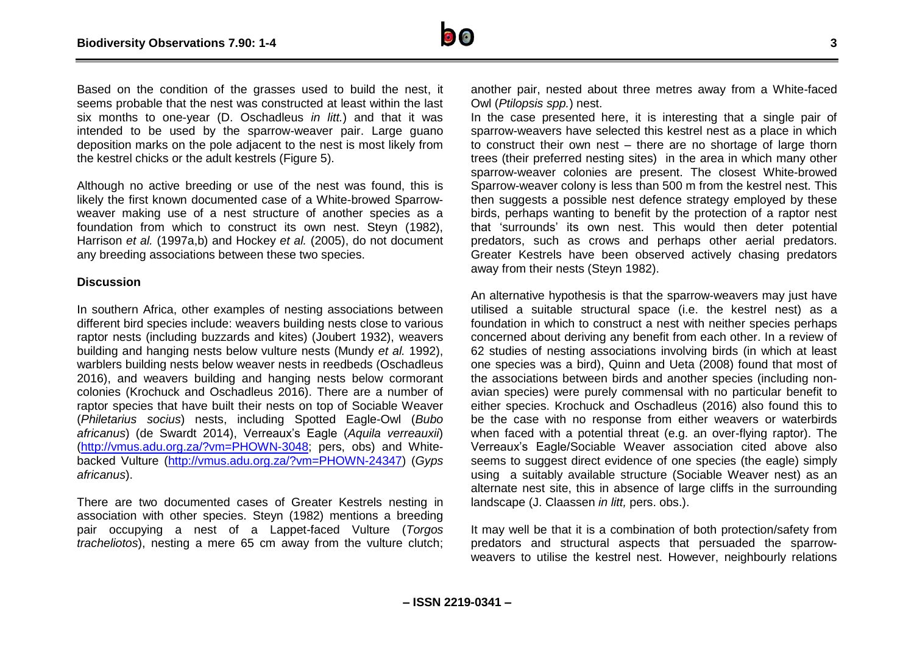Based on the condition of the grasses used to build the nest, it seems probable that the nest was constructed at least within the last six months to one-year (D. Oschadleus *in litt.*) and that it was intended to be used by the sparrow-weaver pair. Large guano deposition marks on the pole adjacent to the nest is most likely from the kestrel chicks or the adult kestrels (Figure 5).

Although no active breeding or use of the nest was found, this is likely the first known documented case of a White-browed Sparrow-weaver making use of a nest structure of another species as a foundation from which to construct its own nest. Steyn (1982), Harrison *et al.* (1997a,b) and Hockey *et al.* (2005), do not document any breeding associations between these two species.

## Discussion

In southern Africa, other examples of nesting associations between different bird species include: weavers building nests close to various raptor nests (including buzzards and kites) (Joubert 1932), weavers building and hanging nests below vulture nests (Mundy *et al.* 1992), warblers building nests below weaver nests in reedbeds (Oschadleus 2016), and weavers building and hanging nests below cormorant colonies (Krochuck and Oschadleus 2016). There are a number of raptor species that have built their nests on top of Sociable Weaver (*Philetarius socius*) nests, including Spotted Eagle-Owl (*Bubo africanus*) (de Swardt 2014), Verreaux's Eagle (*Aquila verreauxii*) (http://vmus.adu.org.za/?vm=PHOWN-3048; pers, obs) and White-backed Vulture (http://vmus.adu.org.za/?vm=PHOWN-24347) (*Gyps africanus*).

There are two documented cases of Greater Kestrels nesting in association with other species. Steyn (1982) mentions a breeding pair occupying a nest of a Lappet-faced Vulture (*Torgos tracheliotos*), nesting a mere 65 cm away from the vulture clutch; another pair, nested about three metres away from a White-faced Owl (*Ptilopsis spp.*) nest.

In the case presented here, it is interesting that a single pair of sparrow-weavers have selected this kestrel nest as a place in which to construct their own nest – there are no shortage of large thorn trees (their preferred nesting sites) in the area in which many other sparrow-weaver colonies are present. The closest White-browed Sparrow-weaver colony is less than 500 m from the kestrel nest. This then suggests a possible nest defence strategy employed by these birds, perhaps wanting to benefit by the protection of a raptor nest that 'surrounds' its own nest. This would then deter potential predators, such as crows and perhaps other aerial predators. Greater Kestrels have been observed actively chasing predators away from their nests (Steyn 1982).

An alternative hypothesis is that the sparrow-weavers may just have utilised a suitable structural space (i.e. the kestrel nest) as a foundation in which to construct a nest with neither species perhaps concerned about deriving any benefit from each other. In a review of 62 studies of nesting associations involving birds (in which at least one species was a bird), Quinn and Ueta (2008) found that most of the associations between birds and another species (including non-avian species) were purely commensal with no particular benefit to either species. Krochuck and Oschadleus (2016) also found this to be the case with no response from either weavers or waterbirds when faced with a potential threat (e.g. an over-flying raptor). The Verreaux's Eagle/Sociable Weaver association cited above also seems to suggest direct evidence of one species (the eagle) simply using a suitably available structure (Sociable Weaver nest) as an alternate nest site, this in absence of large cliffs in the surrounding landscape (J. Claassen *in litt,* pers. obs.).

It may well be that it is a combination of both protection/safety from predators and structural aspects that persuaded the sparrow-weavers to utilise the kestrel nest. However, neighbourly relations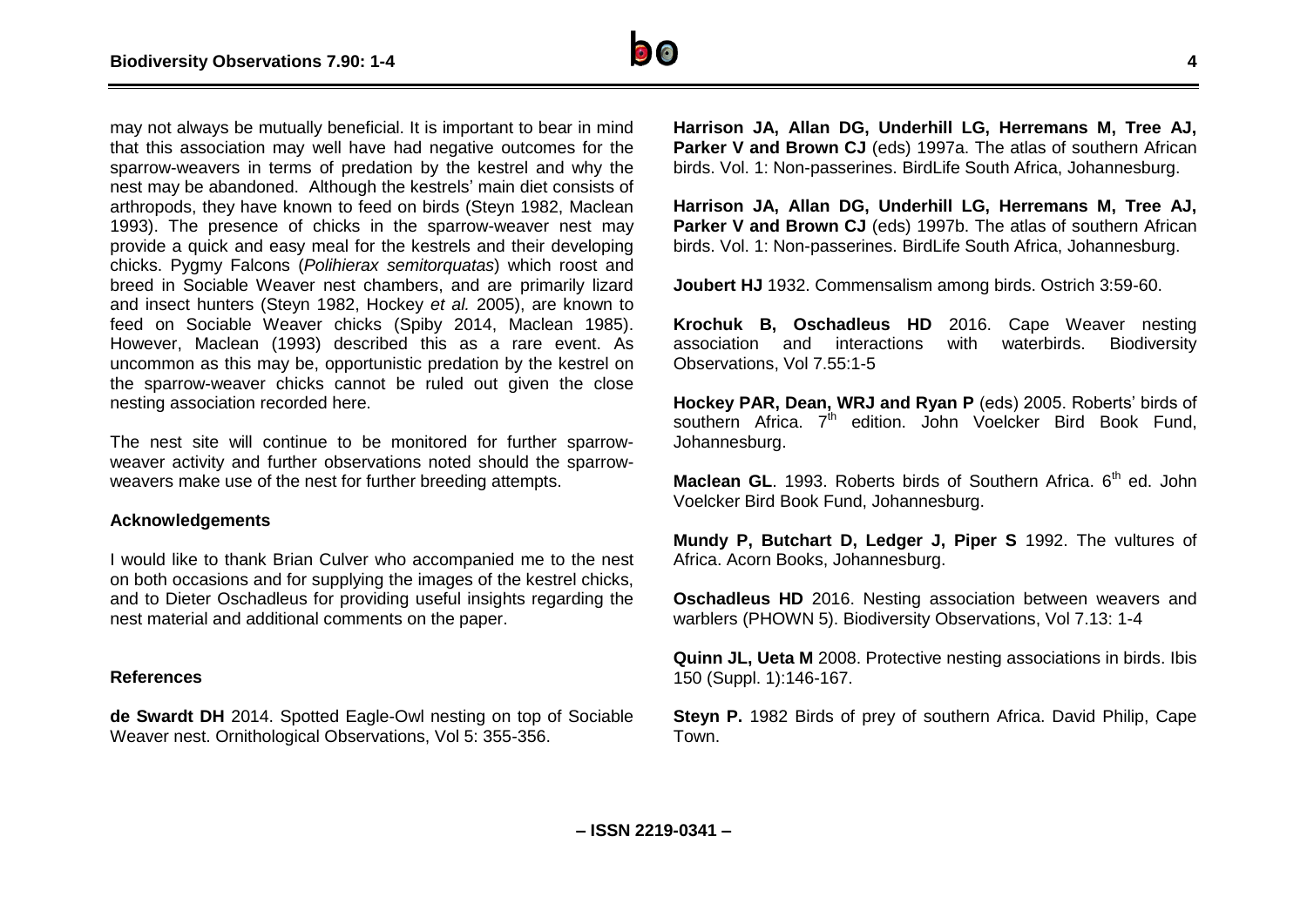may not always be mutually beneficial. It is important to bear in mind that this association may well have had negative outcomes for the sparrow-weavers in terms of predation by the kestrel and why the nest may be abandoned. Although the kestrels' main diet consists of arthropods, they have known to feed on birds (Steyn 1982, Maclean 1993). The presence of chicks in the sparrow-weaver nest may provide a quick and easy meal for the kestrels and their developing chicks. Pygmy Falcons (*Polihierax semitorquatas*) which roost and breed in Sociable Weaver nest chambers, and are primarily lizard and insect hunters (Steyn 1982, Hockey *et al.* 2005), are known to feed on Sociable Weaver chicks (Spiby 2014, Maclean 1985). However, Maclean (1993) described this as a rare event. As uncommon as this may be, opportunistic predation by the kestrel on the sparrow-weaver chicks cannot be ruled out given the close nesting association recorded here.

The nest site will continue to be monitored for further sparrow-weaver activity and further observations noted should the sparrow-weavers make use of the nest for further breeding attempts.

### Acknowledgements

I would like to thank Brian Culver who accompanied me to the nest on both occasions and for supplying the images of the kestrel chicks, and to Dieter Oschadleus for providing useful insights regarding the nest material and additional comments on the paper.

### References

**de Swardt DH** 2014. Spotted Eagle-Owl nesting on top of Sociable Weaver nest. Ornithological Observations, Vol 5: 355-356.

**Harrison JA, Allan DG, Underhill LG, Herremans M, Tree AJ, Parker V and Brown CJ** (eds) 1997a. The atlas of southern African birds. Vol. 1: Non-passerines. BirdLife South Africa, Johannesburg.

**Harrison JA, Allan DG, Underhill LG, Herremans M, Tree AJ, Parker V and Brown CJ** (eds) 1997b. The atlas of southern African birds. Vol. 1: Non-passerines. BirdLife South Africa, Johannesburg.

**Joubert HJ** 1932. Commensalism among birds. Ostrich 3:59-60.

**Krochuk B, Oschadleus HD** 2016. Cape Weaver nesting association and interactions with waterbirds. Biodiversity Observations, Vol 7.55:1-5

**Hockey PAR, Dean, WRJ and Ryan P** (eds) 2005. Roberts' birds of southern Africa. 7th edition. John Voelcker Bird Book Fund, Johannesburg.

**Maclean GL**. 1993. Roberts birds of Southern Africa. 6th ed. John Voelcker Bird Book Fund, Johannesburg.

**Mundy P, Butchart D, Ledger J, Piper S** 1992. The vultures of Africa. Acorn Books, Johannesburg.

**Oschadleus HD** 2016. Nesting association between weavers and warblers (PHOWN 5). Biodiversity Observations, Vol 7.13: 1-4

**Quinn JL, Ueta M** 2008. Protective nesting associations in birds. Ibis 150 (Suppl. 1):146-167.

**Steyn P.** 1982 Birds of prey of southern Africa. David Philip, Cape Town.